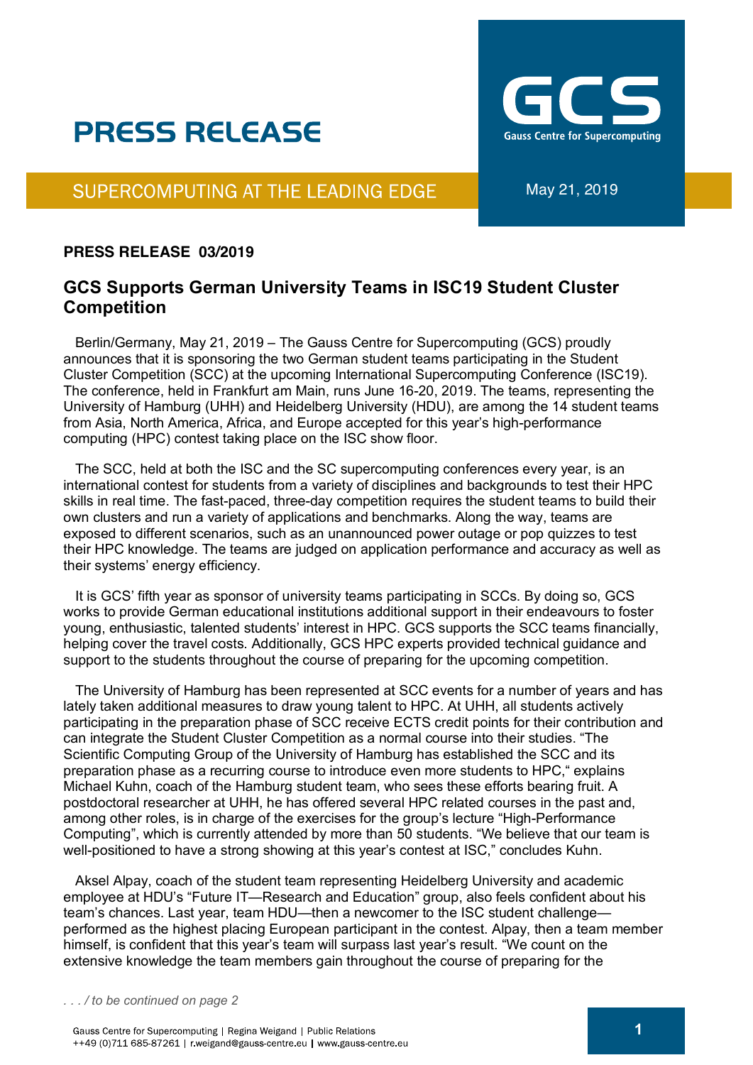# PRESS RELEASE

GCS
Gauss Centre for Supercomputing

SUPERCOMPUTING AT THE LEADING EDGE

May 21, 2019

**PRESS RELEASE 03/2019**

## GCS Supports German University Teams in ISC19 Student Cluster Competition

Berlin/Germany, May 21, 2019 – The Gauss Centre for Supercomputing (GCS) proudly announces that it is sponsoring the two German student teams participating in the Student Cluster Competition (SCC) at the upcoming International Supercomputing Conference (ISC19). The conference, held in Frankfurt am Main, runs June 16-20, 2019. The teams, representing the University of Hamburg (UHH) and Heidelberg University (HDU), are among the 14 student teams from Asia, North America, Africa, and Europe accepted for this year's high-performance computing (HPC) contest taking place on the ISC show floor.

The SCC, held at both the ISC and the SC supercomputing conferences every year, is an international contest for students from a variety of disciplines and backgrounds to test their HPC skills in real time. The fast-paced, three-day competition requires the student teams to build their own clusters and run a variety of applications and benchmarks. Along the way, teams are exposed to different scenarios, such as an unannounced power outage or pop quizzes to test their HPC knowledge. The teams are judged on application performance and accuracy as well as their systems' energy efficiency.

It is GCS' fifth year as sponsor of university teams participating in SCCs. By doing so, GCS works to provide German educational institutions additional support in their endeavours to foster young, enthusiastic, talented students' interest in HPC. GCS supports the SCC teams financially, helping cover the travel costs. Additionally, GCS HPC experts provided technical guidance and support to the students throughout the course of preparing for the upcoming competition.

The University of Hamburg has been represented at SCC events for a number of years and has lately taken additional measures to draw young talent to HPC. At UHH, all students actively participating in the preparation phase of SCC receive ECTS credit points for their contribution and can integrate the Student Cluster Competition as a normal course into their studies. "The Scientific Computing Group of the University of Hamburg has established the SCC and its preparation phase as a recurring course to introduce even more students to HPC," explains Michael Kuhn, coach of the Hamburg student team, who sees these efforts bearing fruit. A postdoctoral researcher at UHH, he has offered several HPC related courses in the past and, among other roles, is in charge of the exercises for the group's lecture "High-Performance Computing", which is currently attended by more than 50 students. "We believe that our team is well-positioned to have a strong showing at this year's contest at ISC," concludes Kuhn.

Aksel Alpay, coach of the student team representing Heidelberg University and academic employee at HDU's "Future IT—Research and Education" group, also feels confident about his team's chances. Last year, team HDU—then a newcomer to the ISC student challenge—performed as the highest placing European participant in the contest. Alpay, then a team member himself, is confident that this year's team will surpass last year's result. "We count on the extensive knowledge the team members gain throughout the course of preparing for the

*. . . / to be continued on page 2*

Gauss Centre for Supercomputing | Regina Weigand | Public Relations
++49 (0)711 685-87261 | r.weigand@gauss-centre.eu | www.gauss-centre.eu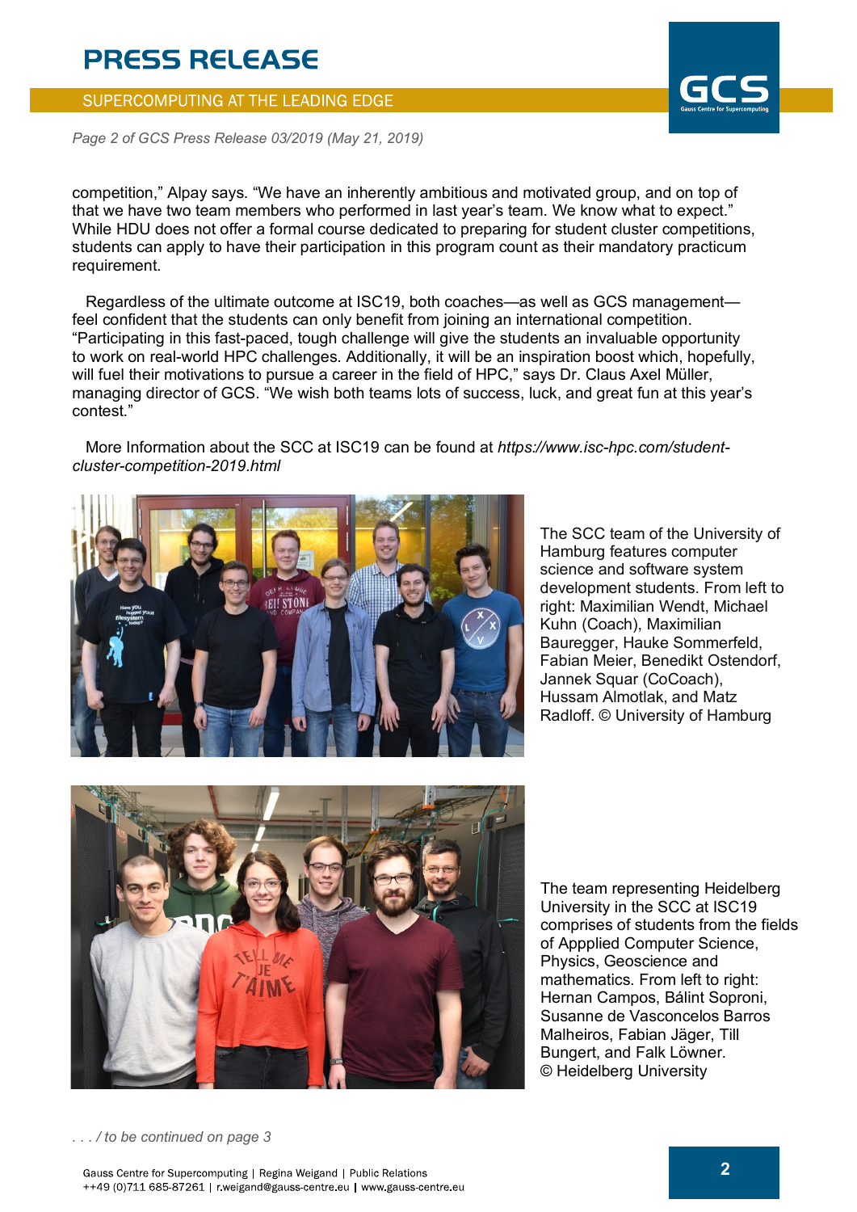competition," Alpay says. "We have an inherently ambitious and motivated group, and on top of that we have two team members who performed in last year's team. We know what to expect." While HDU does not offer a formal course dedicated to preparing for student cluster competitions, students can apply to have their participation in this program count as their mandatory practicum requirement.

Regardless of the ultimate outcome at ISC19, both coaches—as well as GCS management—feel confident that the students can only benefit from joining an international competition. "Participating in this fast-paced, tough challenge will give the students an invaluable opportunity to work on real-world HPC challenges. Additionally, it will be an inspiration boost which, hopefully, will fuel their motivations to pursue a career in the field of HPC," says Dr. Claus Axel Müller, managing director of GCS. "We wish both teams lots of success, luck, and great fun at this year's contest."

More Information about the SCC at ISC19 can be found at *https://www.isc-hpc.com/student-cluster-competition-2019.html*

The SCC team of the University of Hamburg features computer science and software system development students. From left to right: Maximilian Wendt, Michael Kuhn (Coach), Maximilian Bauregger, Hauke Sommerfeld, Fabian Meier, Benedikt Ostendorf, Jannek Squar (CoCoach), Hussam Almotlak, and Matz Radloff. © University of Hamburg

The team representing Heidelberg University in the SCC at ISC19 comprises of students from the fields of Appplied Computer Science, Physics, Geoscience and mathematics. From left to right: Hernan Campos, Bálint Soproni, Susanne de Vasconcelos Barros Malheiros, Fabian Jäger, Till Bungert, and Falk Löwner. © Heidelberg University

*. . . / to be continued on page 3*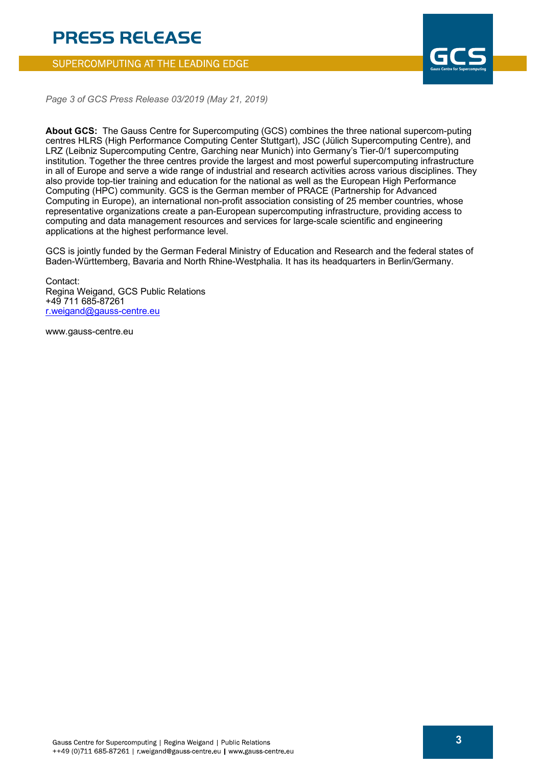**About GCS:** The Gauss Centre for Supercomputing (GCS) combines the three national supercom-puting centres HLRS (High Performance Computing Center Stuttgart), JSC (Jülich Supercomputing Centre), and LRZ (Leibniz Supercomputing Centre, Garching near Munich) into Germany's Tier-0/1 supercomputing institution. Together the three centres provide the largest and most powerful supercomputing infrastructure in all of Europe and serve a wide range of industrial and research activities across various disciplines. They also provide top-tier training and education for the national as well as the European High Performance Computing (HPC) community. GCS is the German member of PRACE (Partnership for Advanced Computing in Europe), an international non-profit association consisting of 25 member countries, whose representative organizations create a pan-European supercomputing infrastructure, providing access to computing and data management resources and services for large-scale scientific and engineering applications at the highest performance level.

GCS is jointly funded by the German Federal Ministry of Education and Research and the federal states of Baden-Württemberg, Bavaria and North Rhine-Westphalia. It has its headquarters in Berlin/Germany.

Contact:
Regina Weigand, GCS Public Relations
+49 711 685-87261
r.weigand@gauss-centre.eu

www.gauss-centre.eu